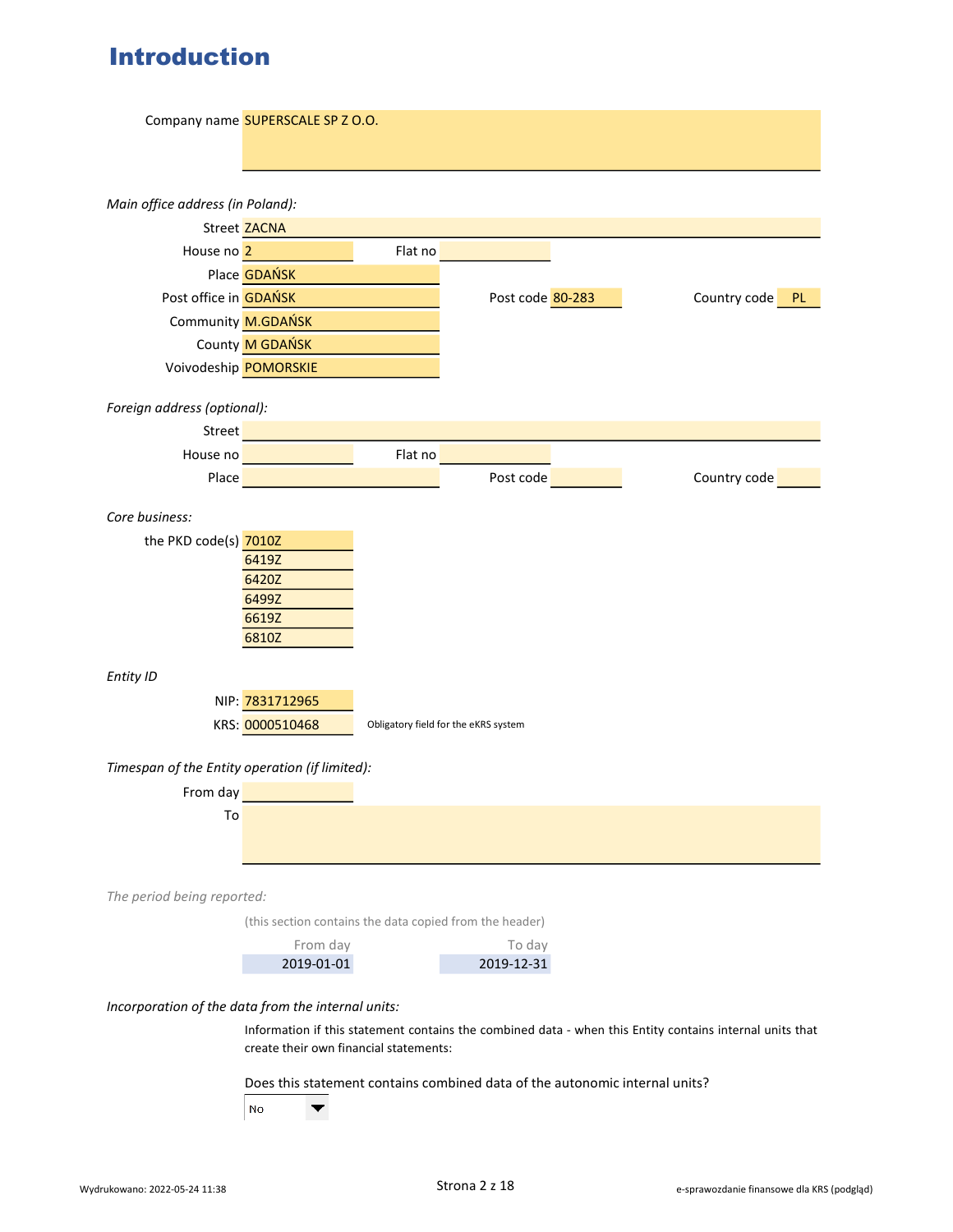# Introduction

Company name: SUPERSCALE SP Z O.O.

*Main office address (in Poland):*

| | | | | | |
|---|---|---|---|---|---|
| Street | ZACNA | | | | |
| House no | 2 | Flat no | | | |
| Place | GDAŃSK | | | | |
| Post office in | GDAŃSK | Post code | 80-283 | Country code | PL |
| Community | M.GDAŃSK | | | | |
| County | M GDAŃSK | | | | |
| Voivodeship | POMORSKIE | | | | |

*Foreign address (optional):*

| | | | | | |
|---|---|---|---|---|---|
| Street | | | | | |
| House no | | Flat no | | | |
| Place | | Post code | | Country code | |

*Core business:*

the PKD code(s):
- 7010Z
- 6419Z
- 6420Z
- 6499Z
- 6619Z
- 6810Z

*Entity ID*

NIP: 7831712965

KRS: 0000510468 — Obligatory field for the eKRS system

*Timespan of the Entity operation (if limited):*

From day:

To:

*The period being reported:*

(this section contains the data copied from the header)

| From day | To day |
|---|---|
| 2019-01-01 | 2019-12-31 |

*Incorporation of the data from the internal units:*

Information if this statement contains the combined data - when this Entity contains internal units that create their own financial statements:

Does this statement contains combined data of the autonomic internal units?

No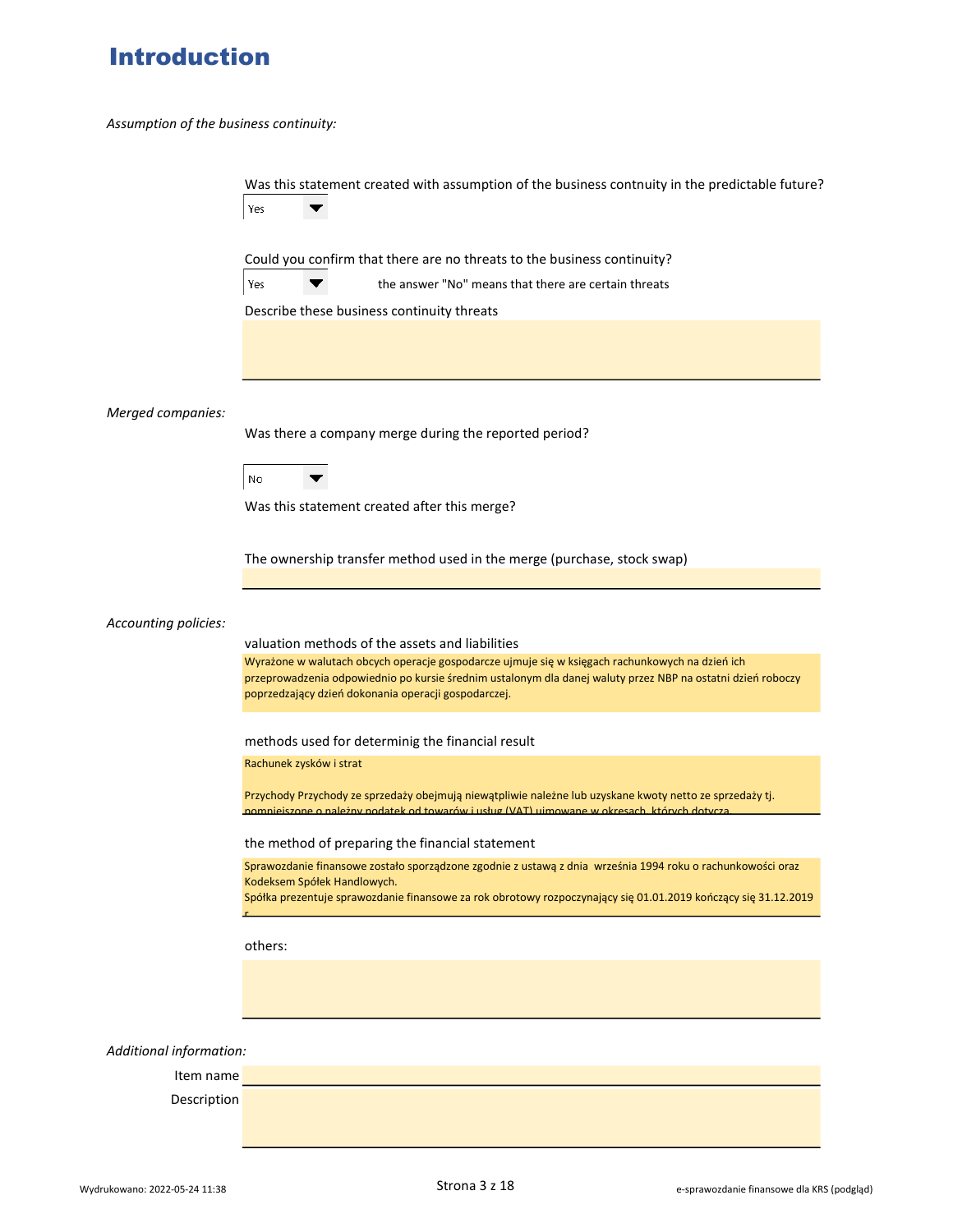# Introduction

*Assumption of the business continuity:*

Was this statement created with assumption of the business contnuity in the predictable future?

Yes

Could you confirm that there are no threats to the business continuity?

Yes — the answer "No" means that there are certain threats

Describe these business continuity threats

*Merged companies:*

Was there a company merge during the reported period?

No

Was this statement created after this merge?

The ownership transfer method used in the merge (purchase, stock swap)

*Accounting policies:*

valuation methods of the assets and liabilities

Wyrażone w walutach obcych operacje gospodarcze ujmuje się w księgach rachunkowych na dzień ich przeprowadzenia odpowiednio po kursie średnim ustalonym dla danej waluty przez NBP na ostatni dzień roboczy poprzedzający dzień dokonania operacji gospodarczej.

methods used for determinig the financial result

Rachunek zysków i strat

Przychody Przychody ze sprzedaży obejmują niewątpliwie należne lub uzyskane kwoty netto ze sprzedaży tj. pomniejszone o należny podatek od towarów i usług (VAT) ujmowane w okresach, których dotyczą

the method of preparing the financial statement

Sprawozdanie finansowe zostało sporządzone zgodnie z ustawą z dnia  września 1994 roku o rachunkowości oraz Kodeksem Spółek Handlowych.
Spółka prezentuje sprawozdanie finansowe za rok obrotowy rozpoczynający się 01.01.2019 kończący się 31.12.2019 r.

others:

*Additional information:*

Item name

Description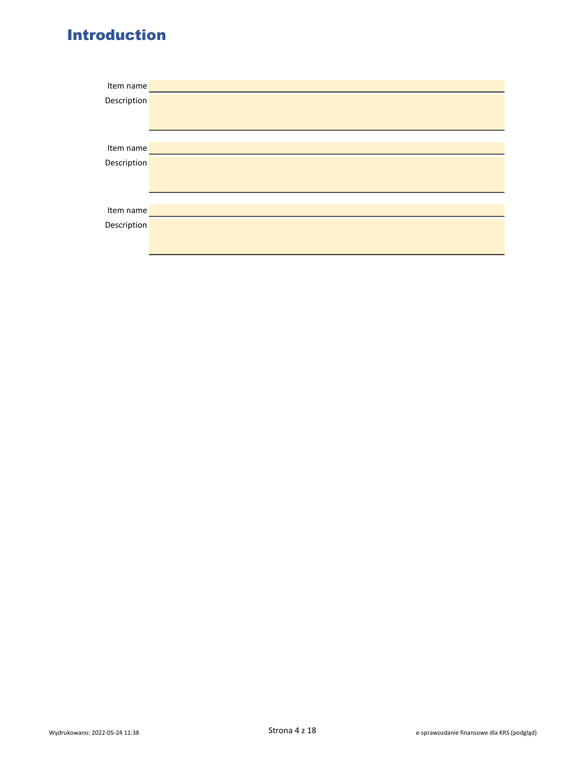# Introduction

Item name

Description

Item name

Description

Item name

Description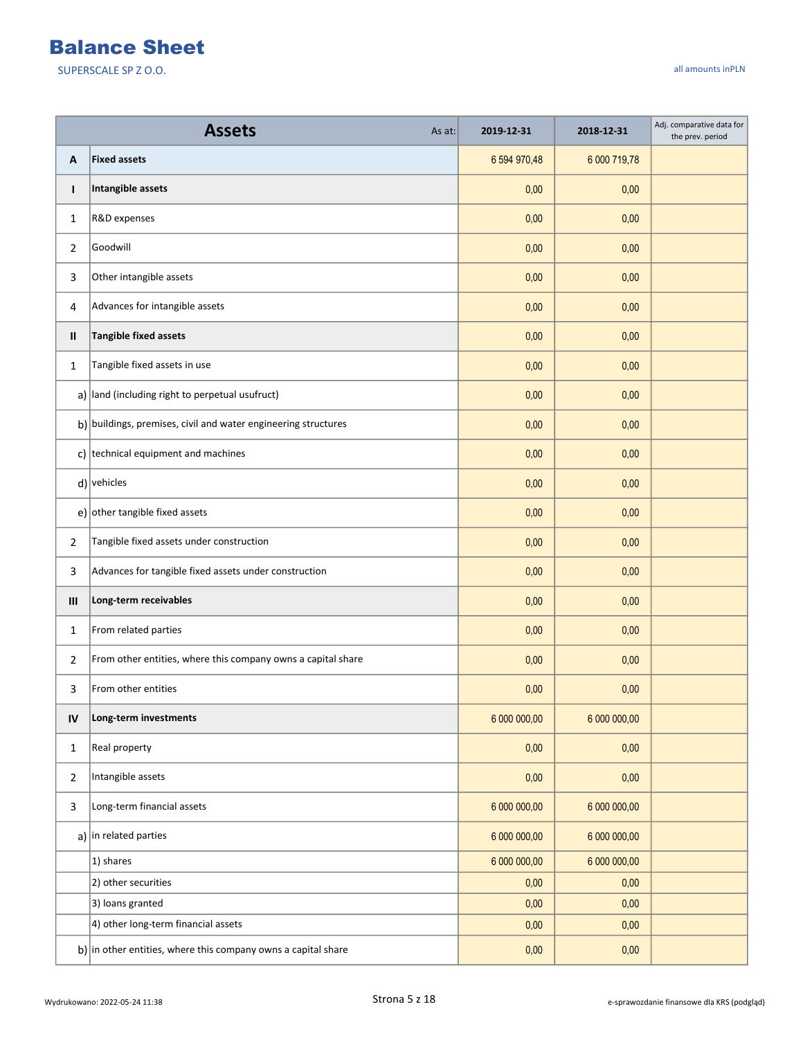# Balance Sheet

SUPERSCALE SP Z O.O.

all amounts inPLN

| | Assets As at: | 2019-12-31 | 2018-12-31 | Adj. comparative data for the prev. period |
|---|---|---|---|---|
| A | **Fixed assets** | 6 594 970,48 | 6 000 719,78 | |
| I | **Intangible assets** | 0,00 | 0,00 | |
| 1 | R&D expenses | 0,00 | 0,00 | |
| 2 | Goodwill | 0,00 | 0,00 | |
| 3 | Other intangible assets | 0,00 | 0,00 | |
| 4 | Advances for intangible assets | 0,00 | 0,00 | |
| II | **Tangible fixed assets** | 0,00 | 0,00 | |
| 1 | Tangible fixed assets in use | 0,00 | 0,00 | |
| a) | land (including right to perpetual usufruct) | 0,00 | 0,00 | |
| b) | buildings, premises, civil and water engineering structures | 0,00 | 0,00 | |
| c) | technical equipment and machines | 0,00 | 0,00 | |
| d) | vehicles | 0,00 | 0,00 | |
| e) | other tangible fixed assets | 0,00 | 0,00 | |
| 2 | Tangible fixed assets under construction | 0,00 | 0,00 | |
| 3 | Advances for tangible fixed assets under construction | 0,00 | 0,00 | |
| III | **Long-term receivables** | 0,00 | 0,00 | |
| 1 | From related parties | 0,00 | 0,00 | |
| 2 | From other entities, where this company owns a capital share | 0,00 | 0,00 | |
| 3 | From other entities | 0,00 | 0,00 | |
| IV | **Long-term investments** | 6 000 000,00 | 6 000 000,00 | |
| 1 | Real property | 0,00 | 0,00 | |
| 2 | Intangible assets | 0,00 | 0,00 | |
| 3 | Long-term financial assets | 6 000 000,00 | 6 000 000,00 | |
| a) | in related parties | 6 000 000,00 | 6 000 000,00 | |
| | 1) shares | 6 000 000,00 | 6 000 000,00 | |
| | 2) other securities | 0,00 | 0,00 | |
| | 3) loans granted | 0,00 | 0,00 | |
| | 4) other long-term financial assets | 0,00 | 0,00 | |
| b) | in other entities, where this company owns a capital share | 0,00 | 0,00 | |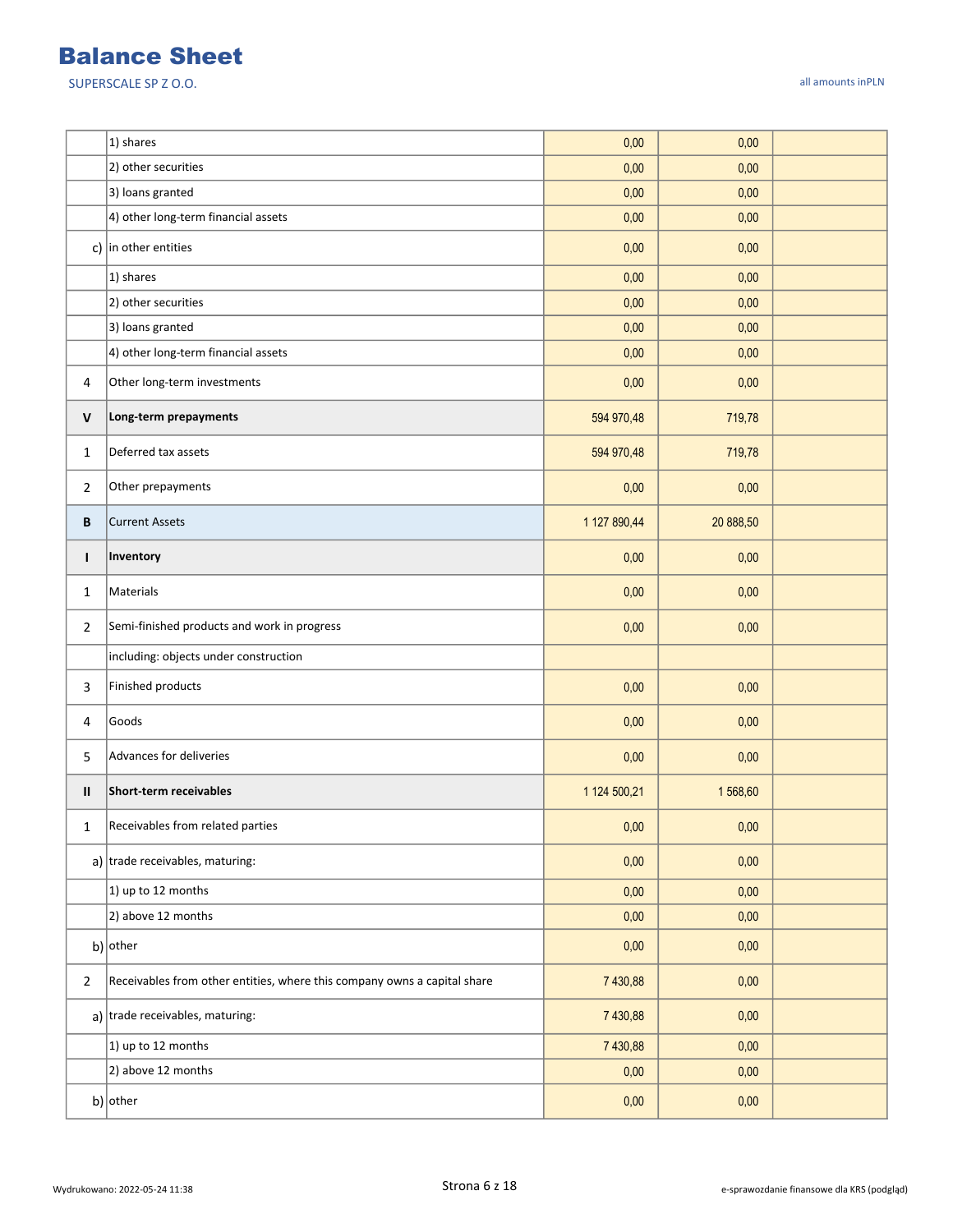# Balance Sheet

SUPERSCALE SP Z O.O.

all amounts inPLN

| | | | | |
|---|---|---|---|---|
| | 1) shares | 0,00 | 0,00 | |
| | 2) other securities | 0,00 | 0,00 | |
| | 3) loans granted | 0,00 | 0,00 | |
| | 4) other long-term financial assets | 0,00 | 0,00 | |
| c) | in other entities | 0,00 | 0,00 | |
| | 1) shares | 0,00 | 0,00 | |
| | 2) other securities | 0,00 | 0,00 | |
| | 3) loans granted | 0,00 | 0,00 | |
| | 4) other long-term financial assets | 0,00 | 0,00 | |
| 4 | Other long-term investments | 0,00 | 0,00 | |
| **V** | **Long-term prepayments** | 594 970,48 | 719,78 | |
| 1 | Deferred tax assets | 594 970,48 | 719,78 | |
| 2 | Other prepayments | 0,00 | 0,00 | |
| **B** | Current Assets | 1 127 890,44 | 20 888,50 | |
| **I** | **Inventory** | 0,00 | 0,00 | |
| 1 | Materials | 0,00 | 0,00 | |
| 2 | Semi-finished products and work in progress | 0,00 | 0,00 | |
| | including: objects under construction | | | |
| 3 | Finished products | 0,00 | 0,00 | |
| 4 | Goods | 0,00 | 0,00 | |
| 5 | Advances for deliveries | 0,00 | 0,00 | |
| **II** | **Short-term receivables** | 1 124 500,21 | 1 568,60 | |
| 1 | Receivables from related parties | 0,00 | 0,00 | |
| a) | trade receivables, maturing: | 0,00 | 0,00 | |
| | 1) up to 12 months | 0,00 | 0,00 | |
| | 2) above 12 months | 0,00 | 0,00 | |
| b) | other | 0,00 | 0,00 | |
| 2 | Receivables from other entities, where this company owns a capital share | 7 430,88 | 0,00 | |
| a) | trade receivables, maturing: | 7 430,88 | 0,00 | |
| | 1) up to 12 months | 7 430,88 | 0,00 | |
| | 2) above 12 months | 0,00 | 0,00 | |
| b) | other | 0,00 | 0,00 | |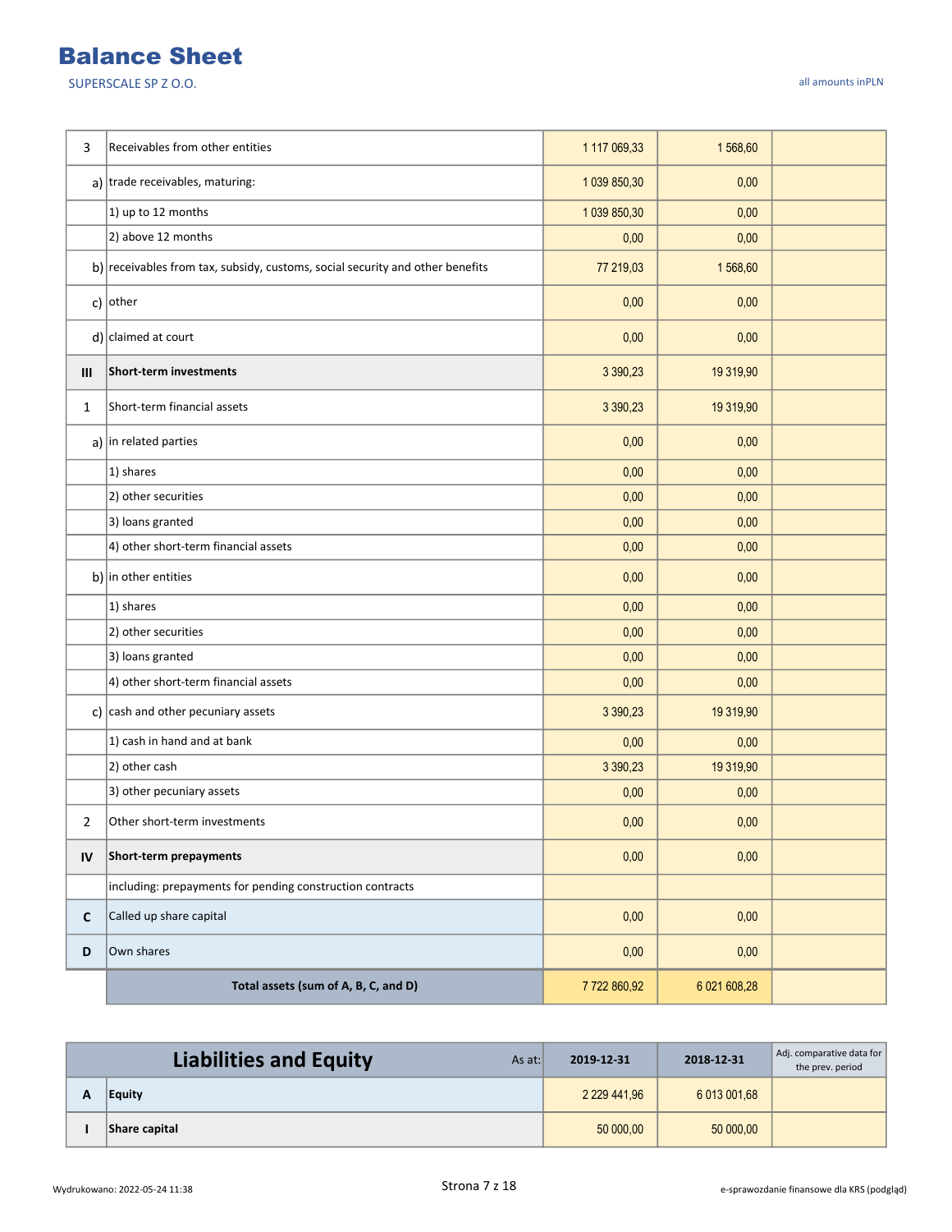# Balance Sheet

SUPERSCALE SP Z O.O.

all amounts inPLN

| | | | | |
|---|---|---|---|---|
| 3 | Receivables from other entities | 1 117 069,33 | 1 568,60 | |
| a) | trade receivables, maturing: | 1 039 850,30 | 0,00 | |
| | 1) up to 12 months | 1 039 850,30 | 0,00 | |
| | 2) above 12 months | 0,00 | 0,00 | |
| b) | receivables from tax, subsidy, customs, social security and other benefits | 77 219,03 | 1 568,60 | |
| c) | other | 0,00 | 0,00 | |
| d) | claimed at court | 0,00 | 0,00 | |
| **III** | **Short-term investments** | 3 390,23 | 19 319,90 | |
| 1 | Short-term financial assets | 3 390,23 | 19 319,90 | |
| a) | in related parties | 0,00 | 0,00 | |
| | 1) shares | 0,00 | 0,00 | |
| | 2) other securities | 0,00 | 0,00 | |
| | 3) loans granted | 0,00 | 0,00 | |
| | 4) other short-term financial assets | 0,00 | 0,00 | |
| b) | in other entities | 0,00 | 0,00 | |
| | 1) shares | 0,00 | 0,00 | |
| | 2) other securities | 0,00 | 0,00 | |
| | 3) loans granted | 0,00 | 0,00 | |
| | 4) other short-term financial assets | 0,00 | 0,00 | |
| c) | cash and other pecuniary assets | 3 390,23 | 19 319,90 | |
| | 1) cash in hand and at bank | 0,00 | 0,00 | |
| | 2) other cash | 3 390,23 | 19 319,90 | |
| | 3) other pecuniary assets | 0,00 | 0,00 | |
| 2 | Other short-term investments | 0,00 | 0,00 | |
| **IV** | **Short-term prepayments** | 0,00 | 0,00 | |
| | including: prepayments for pending construction contracts | | | |
| **C** | Called up share capital | 0,00 | 0,00 | |
| **D** | Own shares | 0,00 | 0,00 | |
| | **Total assets (sum of A, B, C, and D)** | 7 722 860,92 | 6 021 608,28 | |

| | **Liabilities and Equity** As at: | 2019-12-31 | 2018-12-31 | Adj. comparative data for the prev. period |
|---|---|---|---|---|
| **A** | **Equity** | 2 229 441,96 | 6 013 001,68 | |
| **I** | **Share capital** | 50 000,00 | 50 000,00 | |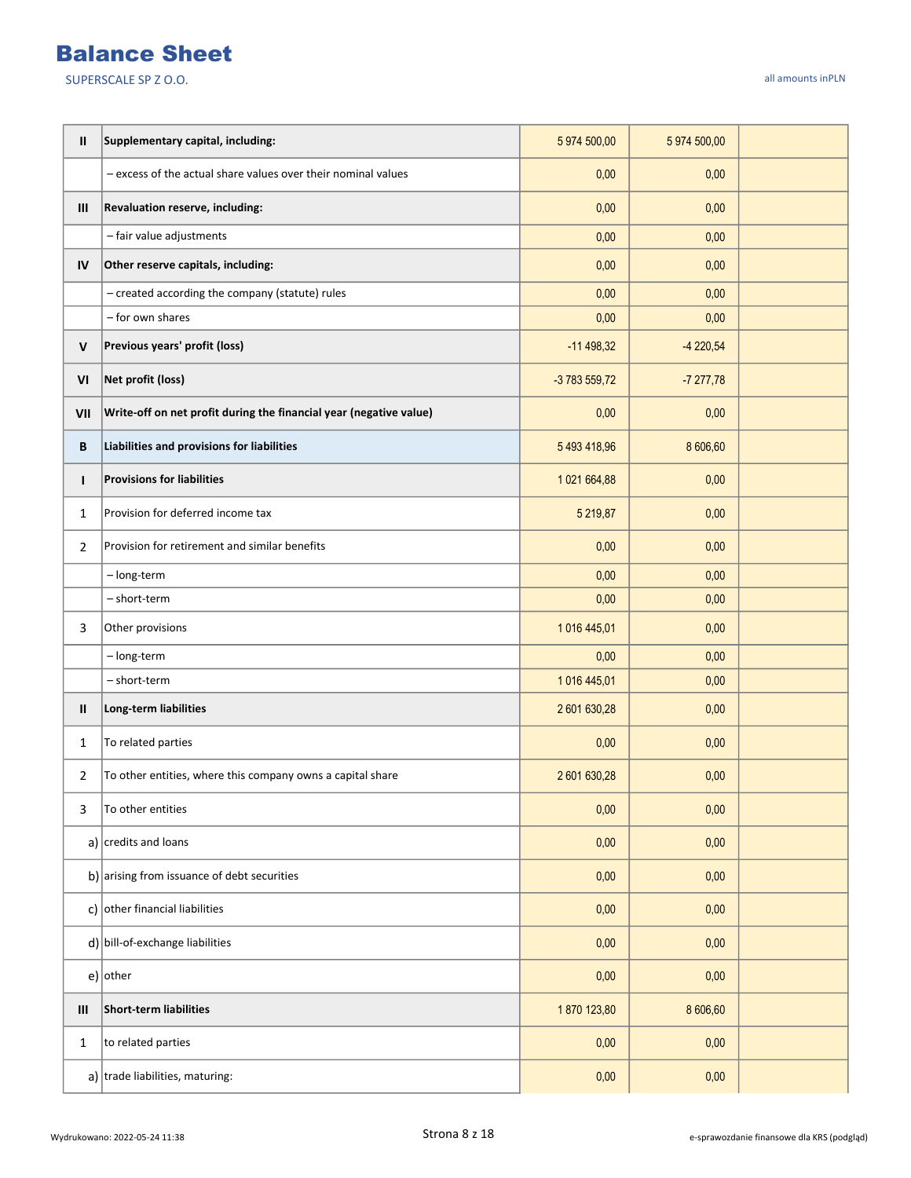# Balance Sheet

SUPERSCALE SP Z O.O.

all amounts inPLN

| | | | | |
|---|---|---|---|---|
| **II** | **Supplementary capital, including:** | 5 974 500,00 | 5 974 500,00 | |
| | – excess of the actual share values over their nominal values | 0,00 | 0,00 | |
| **III** | **Revaluation reserve, including:** | 0,00 | 0,00 | |
| | – fair value adjustments | 0,00 | 0,00 | |
| **IV** | **Other reserve capitals, including:** | 0,00 | 0,00 | |
| | – created according the company (statute) rules | 0,00 | 0,00 | |
| | – for own shares | 0,00 | 0,00 | |
| **V** | **Previous years' profit (loss)** | -11 498,32 | -4 220,54 | |
| **VI** | **Net profit (loss)** | -3 783 559,72 | -7 277,78 | |
| **VII** | **Write-off on net profit during the financial year (negative value)** | 0,00 | 0,00 | |
| **B** | **Liabilities and provisions for liabilities** | 5 493 418,96 | 8 606,60 | |
| **I** | **Provisions for liabilities** | 1 021 664,88 | 0,00 | |
| 1 | Provision for deferred income tax | 5 219,87 | 0,00 | |
| 2 | Provision for retirement and similar benefits | 0,00 | 0,00 | |
| | – long-term | 0,00 | 0,00 | |
| | – short-term | 0,00 | 0,00 | |
| 3 | Other provisions | 1 016 445,01 | 0,00 | |
| | – long-term | 0,00 | 0,00 | |
| | – short-term | 1 016 445,01 | 0,00 | |
| **II** | **Long-term liabilities** | 2 601 630,28 | 0,00 | |
| 1 | To related parties | 0,00 | 0,00 | |
| 2 | To other entities, where this company owns a capital share | 2 601 630,28 | 0,00 | |
| 3 | To other entities | 0,00 | 0,00 | |
| a) | credits and loans | 0,00 | 0,00 | |
| b) | arising from issuance of debt securities | 0,00 | 0,00 | |
| c) | other financial liabilities | 0,00 | 0,00 | |
| d) | bill-of-exchange liabilities | 0,00 | 0,00 | |
| e) | other | 0,00 | 0,00 | |
| **III** | **Short-term liabilities** | 1 870 123,80 | 8 606,60 | |
| 1 | to related parties | 0,00 | 0,00 | |
| a) | trade liabilities, maturing: | 0,00 | 0,00 | |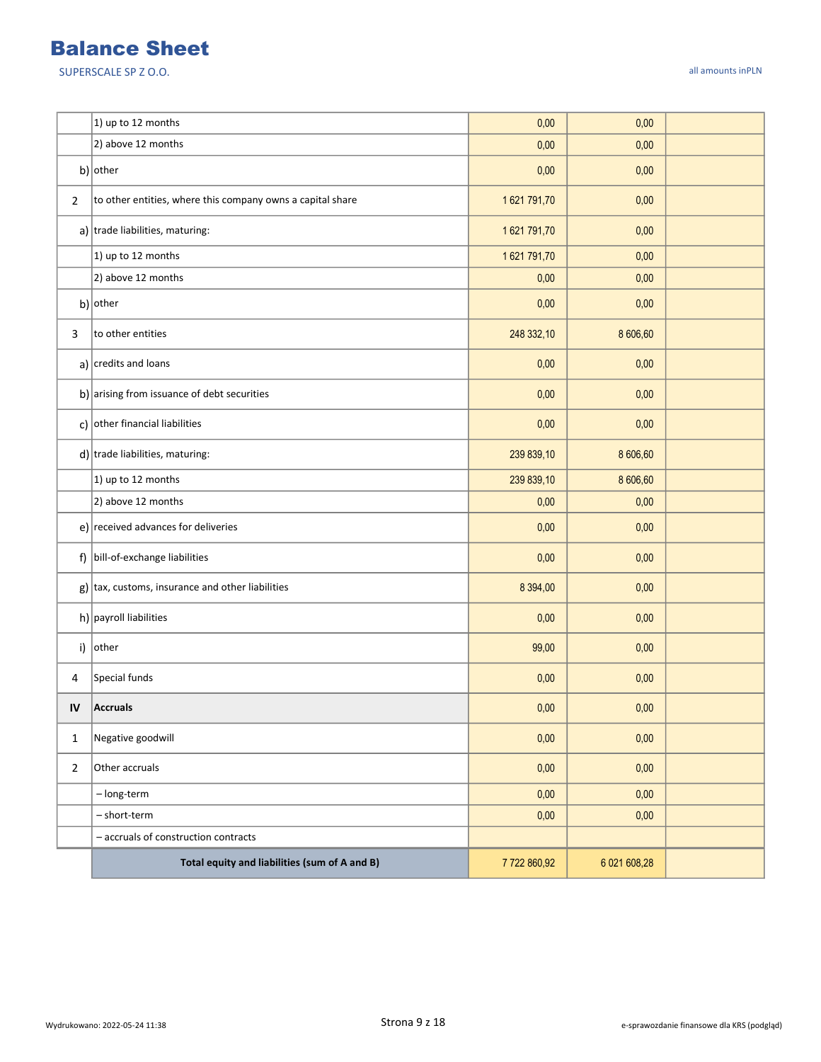# Balance Sheet

SUPERSCALE SP Z O.O.

all amounts inPLN

| | | | | |
|---|---|---|---|---|
| | 1) up to 12 months | 0,00 | 0,00 | |
| | 2) above 12 months | 0,00 | 0,00 | |
| b) | other | 0,00 | 0,00 | |
| 2 | to other entities, where this company owns a capital share | 1 621 791,70 | 0,00 | |
| a) | trade liabilities, maturing: | 1 621 791,70 | 0,00 | |
| | 1) up to 12 months | 1 621 791,70 | 0,00 | |
| | 2) above 12 months | 0,00 | 0,00 | |
| b) | other | 0,00 | 0,00 | |
| 3 | to other entities | 248 332,10 | 8 606,60 | |
| a) | credits and loans | 0,00 | 0,00 | |
| b) | arising from issuance of debt securities | 0,00 | 0,00 | |
| c) | other financial liabilities | 0,00 | 0,00 | |
| d) | trade liabilities, maturing: | 239 839,10 | 8 606,60 | |
| | 1) up to 12 months | 239 839,10 | 8 606,60 | |
| | 2) above 12 months | 0,00 | 0,00 | |
| e) | received advances for deliveries | 0,00 | 0,00 | |
| f) | bill-of-exchange liabilities | 0,00 | 0,00 | |
| g) | tax, customs, insurance and other liabilities | 8 394,00 | 0,00 | |
| h) | payroll liabilities | 0,00 | 0,00 | |
| i) | other | 99,00 | 0,00 | |
| 4 | Special funds | 0,00 | 0,00 | |
| **IV** | **Accruals** | 0,00 | 0,00 | |
| 1 | Negative goodwill | 0,00 | 0,00 | |
| 2 | Other accruals | 0,00 | 0,00 | |
| | – long-term | 0,00 | 0,00 | |
| | – short-term | 0,00 | 0,00 | |
| | – accruals of construction contracts | | | |
| | **Total equity and liabilities (sum of A and B)** | 7 722 860,92 | 6 021 608,28 | |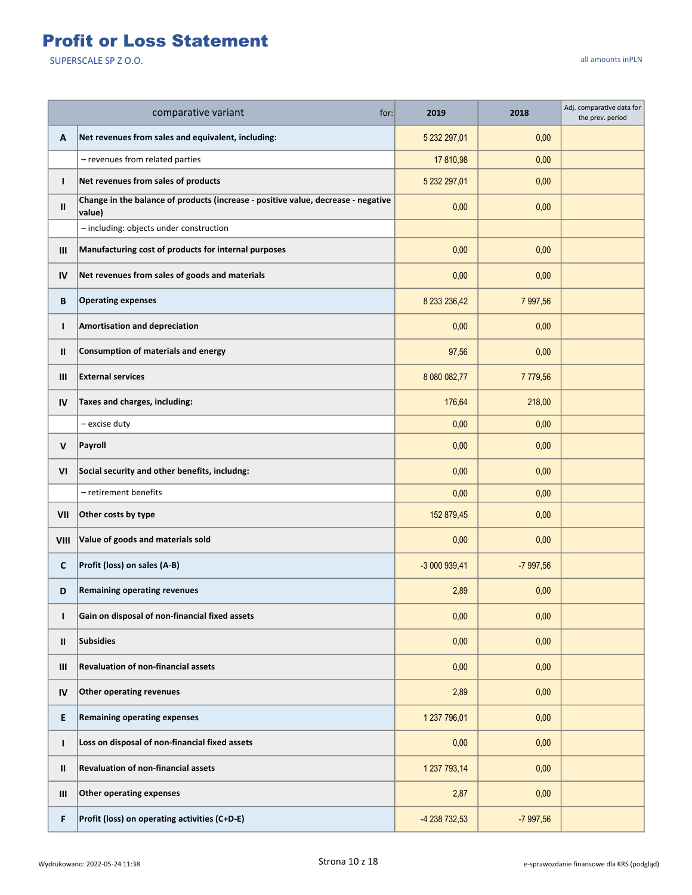# Profit or Loss Statement

SUPERSCALE SP Z O.O.

all amounts inPLN

| | comparative variant for: | 2019 | 2018 | Adj. comparative data for the prev. period |
|---|---|---|---|---|
| **A** | **Net revenues from sales and equivalent, including:** | 5 232 297,01 | 0,00 | |
| | – revenues from related parties | 17 810,98 | 0,00 | |
| **I** | **Net revenues from sales of products** | 5 232 297,01 | 0,00 | |
| **II** | **Change in the balance of products (increase - positive value, decrease - negative value)** | 0,00 | 0,00 | |
| | – including: objects under construction | | | |
| **III** | **Manufacturing cost of products for internal purposes** | 0,00 | 0,00 | |
| **IV** | **Net revenues from sales of goods and materials** | 0,00 | 0,00 | |
| **B** | **Operating expenses** | 8 233 236,42 | 7 997,56 | |
| **I** | **Amortisation and depreciation** | 0,00 | 0,00 | |
| **II** | **Consumption of materials and energy** | 97,56 | 0,00 | |
| **III** | **External services** | 8 080 082,77 | 7 779,56 | |
| **IV** | **Taxes and charges, including:** | 176,64 | 218,00 | |
| | – excise duty | 0,00 | 0,00 | |
| **V** | **Payroll** | 0,00 | 0,00 | |
| **VI** | **Social security and other benefits, includng:** | 0,00 | 0,00 | |
| | – retirement benefits | 0,00 | 0,00 | |
| **VII** | **Other costs by type** | 152 879,45 | 0,00 | |
| **VIII** | **Value of goods and materials sold** | 0,00 | 0,00 | |
| **C** | **Profit (loss) on sales (A-B)** | -3 000 939,41 | -7 997,56 | |
| **D** | **Remaining operating revenues** | 2,89 | 0,00 | |
| **I** | **Gain on disposal of non-financial fixed assets** | 0,00 | 0,00 | |
| **II** | **Subsidies** | 0,00 | 0,00 | |
| **III** | **Revaluation of non-financial assets** | 0,00 | 0,00 | |
| **IV** | **Other operating revenues** | 2,89 | 0,00 | |
| **E** | **Remaining operating expenses** | 1 237 796,01 | 0,00 | |
| **I** | **Loss on disposal of non-financial fixed assets** | 0,00 | 0,00 | |
| **II** | **Revaluation of non-financial assets** | 1 237 793,14 | 0,00 | |
| **III** | **Other operating expenses** | 2,87 | 0,00 | |
| **F** | **Profit (loss) on operating activities (C+D-E)** | -4 238 732,53 | -7 997,56 | |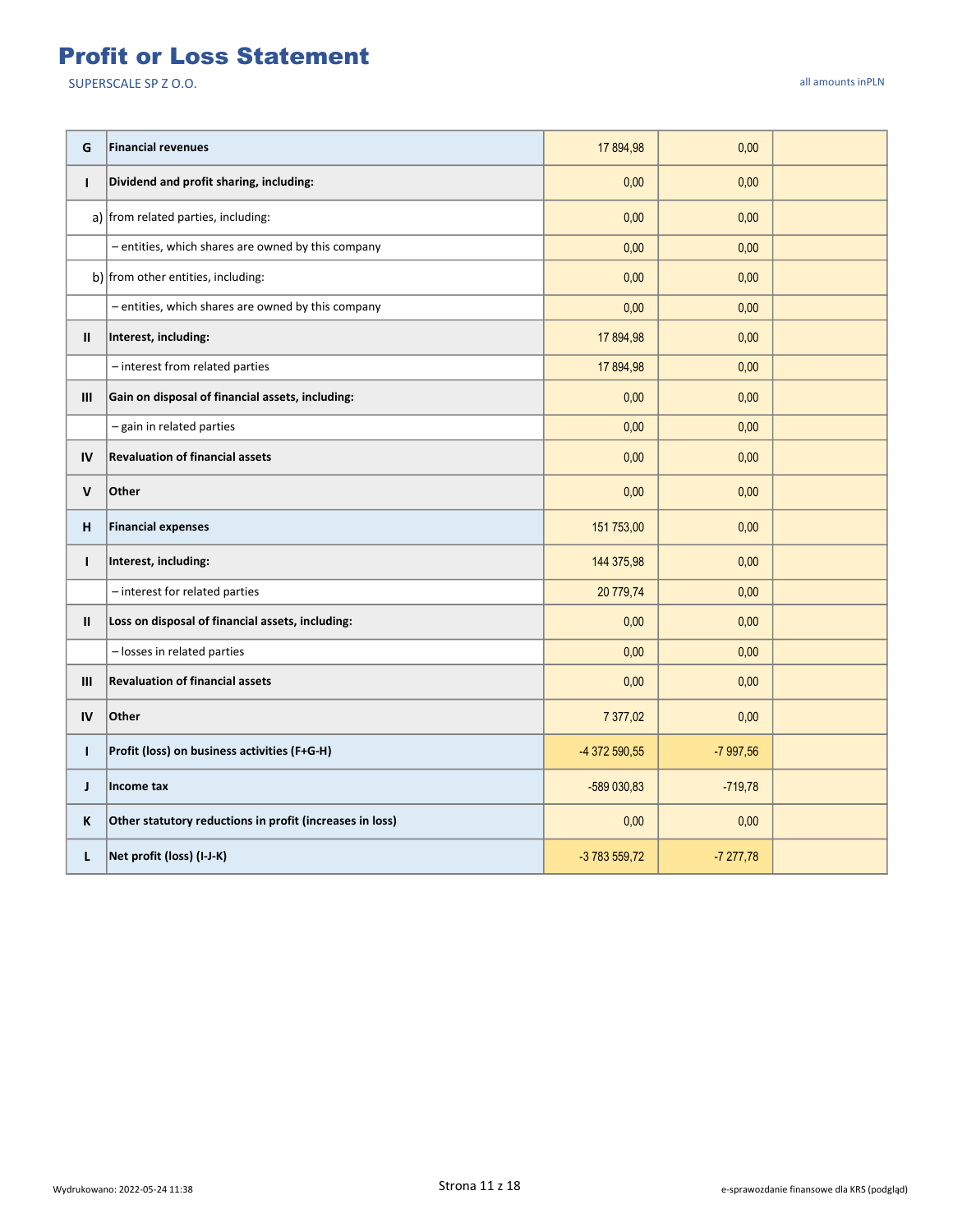# Profit or Loss Statement

SUPERSCALE SP Z O.O.

all amounts inPLN

| | | | | |
|---|---|---|---|---|
| G | **Financial revenues** | 17 894,98 | 0,00 | |
| I | **Dividend and profit sharing, including:** | 0,00 | 0,00 | |
| a) | from related parties, including: | 0,00 | 0,00 | |
| | – entities, which shares are owned by this company | 0,00 | 0,00 | |
| b) | from other entities, including: | 0,00 | 0,00 | |
| | – entities, which shares are owned by this company | 0,00 | 0,00 | |
| II | **Interest, including:** | 17 894,98 | 0,00 | |
| | – interest from related parties | 17 894,98 | 0,00 | |
| III | **Gain on disposal of financial assets, including:** | 0,00 | 0,00 | |
| | – gain in related parties | 0,00 | 0,00 | |
| IV | **Revaluation of financial assets** | 0,00 | 0,00 | |
| V | **Other** | 0,00 | 0,00 | |
| H | **Financial expenses** | 151 753,00 | 0,00 | |
| I | **Interest, including:** | 144 375,98 | 0,00 | |
| | – interest for related parties | 20 779,74 | 0,00 | |
| II | **Loss on disposal of financial assets, including:** | 0,00 | 0,00 | |
| | – losses in related parties | 0,00 | 0,00 | |
| III | **Revaluation of financial assets** | 0,00 | 0,00 | |
| IV | **Other** | 7 377,02 | 0,00 | |
| I | **Profit (loss) on business activities (F+G-H)** | -4 372 590,55 | -7 997,56 | |
| J | **Income tax** | -589 030,83 | -719,78 | |
| K | **Other statutory reductions in profit (increases in loss)** | 0,00 | 0,00 | |
| L | **Net profit (loss) (I-J-K)** | -3 783 559,72 | -7 277,78 | |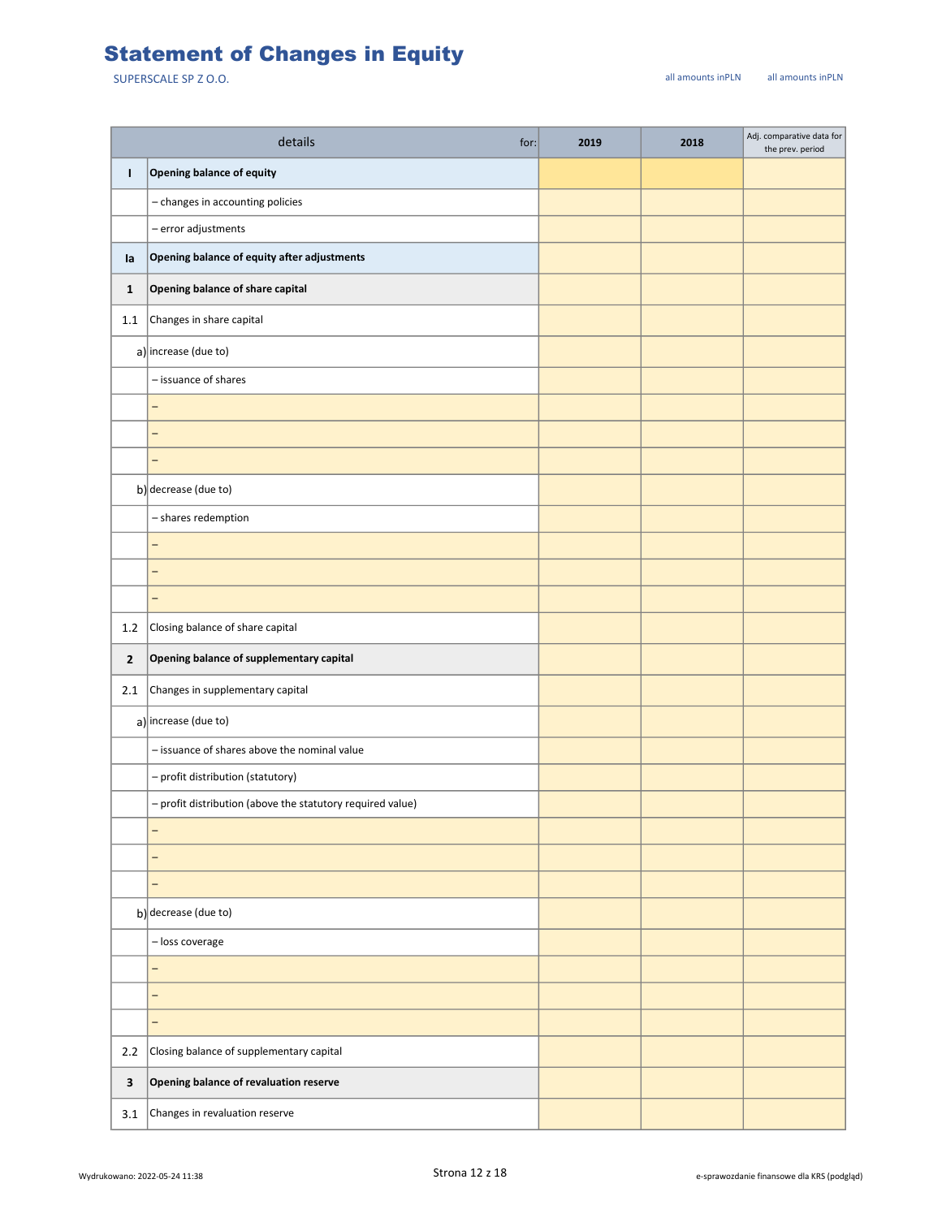# Statement of Changes in Equity

SUPERSCALE SP Z O.O.

all amounts inPLN all amounts inPLN

| | details for: | 2019 | 2018 | Adj. comparative data for the prev. period |
|---|---|---|---|---|
| **I** | **Opening balance of equity** | | | |
| | – changes in accounting policies | | | |
| | – error adjustments | | | |
| **Ia** | **Opening balance of equity after adjustments** | | | |
| **1** | **Opening balance of share capital** | | | |
| 1.1 | Changes in share capital | | | |
| a) | increase (due to) | | | |
| | – issuance of shares | | | |
| | – | | | |
| | – | | | |
| | – | | | |
| b) | decrease (due to) | | | |
| | – shares redemption | | | |
| | – | | | |
| | – | | | |
| | – | | | |
| 1.2 | Closing balance of share capital | | | |
| **2** | **Opening balance of supplementary capital** | | | |
| 2.1 | Changes in supplementary capital | | | |
| a) | increase (due to) | | | |
| | – issuance of shares above the nominal value | | | |
| | – profit distribution (statutory) | | | |
| | – profit distribution (above the statutory required value) | | | |
| | – | | | |
| | – | | | |
| | – | | | |
| b) | decrease (due to) | | | |
| | – loss coverage | | | |
| | – | | | |
| | – | | | |
| | – | | | |
| 2.2 | Closing balance of supplementary capital | | | |
| **3** | **Opening balance of revaluation reserve** | | | |
| 3.1 | Changes in revaluation reserve | | | |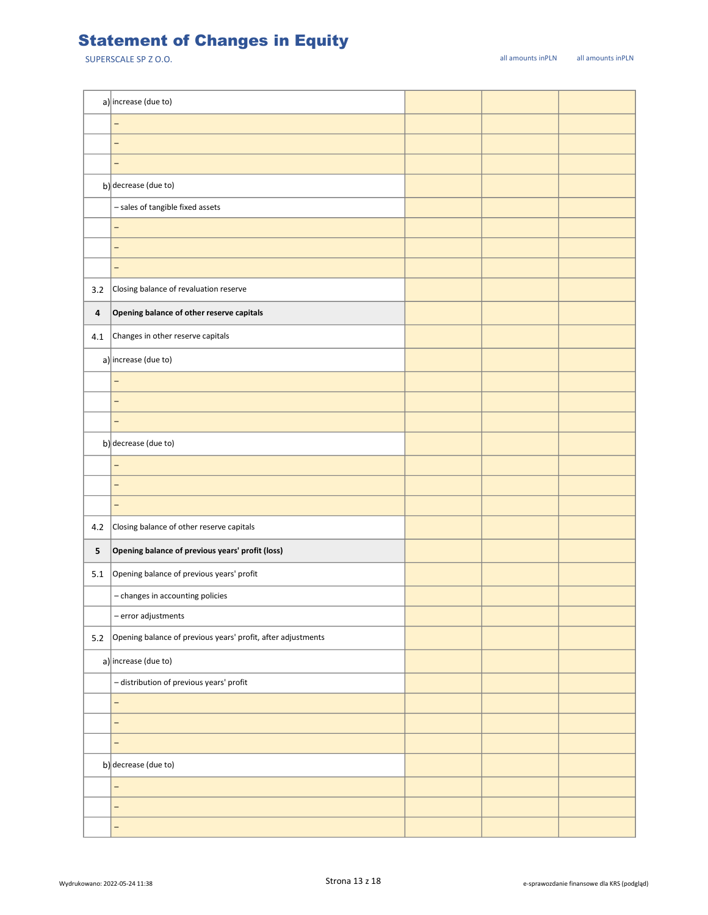# Statement of Changes in Equity

SUPERSCALE SP Z O.O.

all amounts inPLN | all amounts inPLN

| | | | | |
|---|---|---|---|---|
| a) | increase (due to) | | | |
| | – | | | |
| | – | | | |
| | – | | | |
| b) | decrease (due to) | | | |
| | – sales of tangible fixed assets | | | |
| | – | | | |
| | – | | | |
| | – | | | |
| 3.2 | Closing balance of revaluation reserve | | | |
| **4** | **Opening balance of other reserve capitals** | | | |
| 4.1 | Changes in other reserve capitals | | | |
| a) | increase (due to) | | | |
| | – | | | |
| | – | | | |
| | – | | | |
| b) | decrease (due to) | | | |
| | – | | | |
| | – | | | |
| | – | | | |
| 4.2 | Closing balance of other reserve capitals | | | |
| **5** | **Opening balance of previous years' profit (loss)** | | | |
| 5.1 | Opening balance of previous years' profit | | | |
| | – changes in accounting policies | | | |
| | – error adjustments | | | |
| 5.2 | Opening balance of previous years' profit, after adjustments | | | |
| a) | increase (due to) | | | |
| | – distribution of previous years' profit | | | |
| | – | | | |
| | – | | | |
| | – | | | |
| b) | decrease (due to) | | | |
| | – | | | |
| | – | | | |
| | – | | | |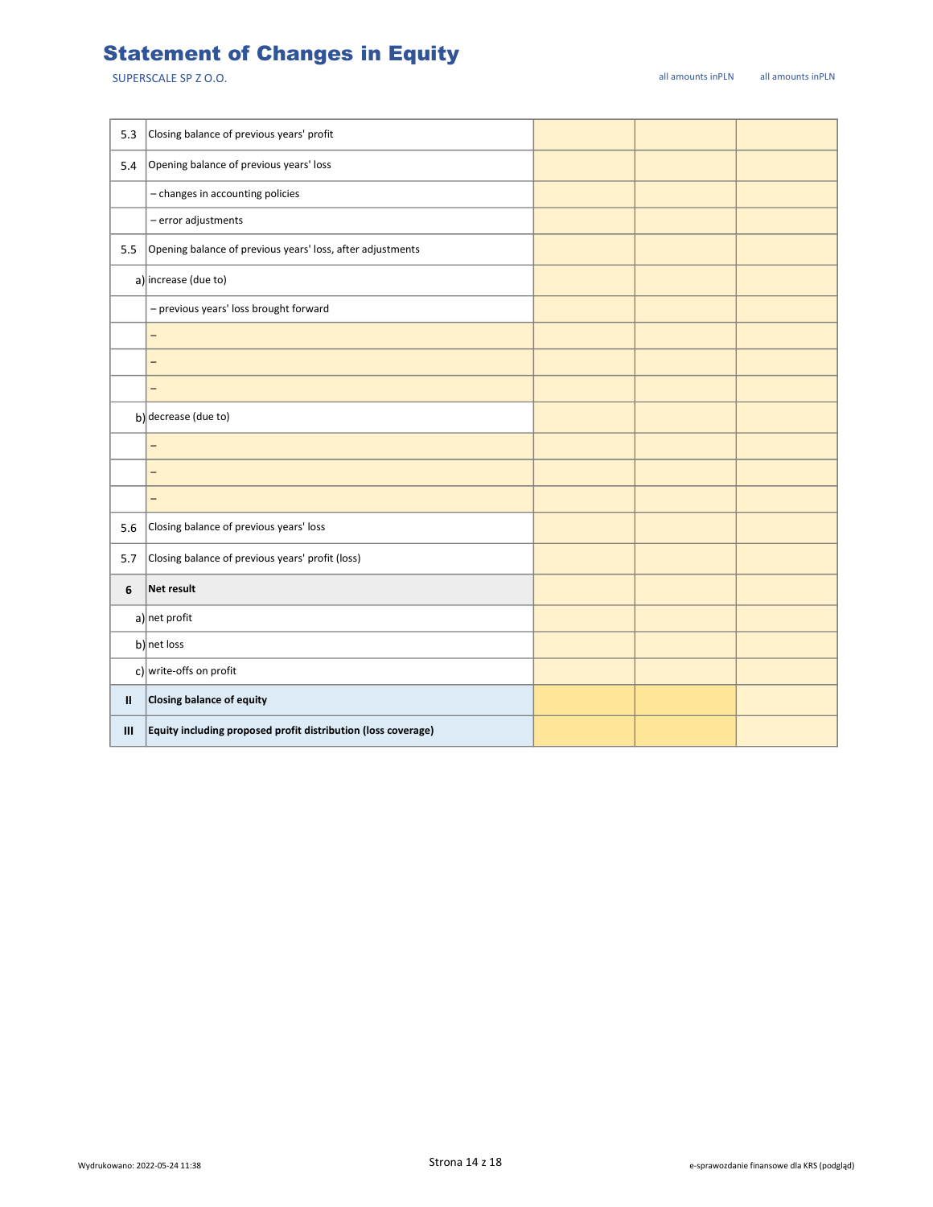# Statement of Changes in Equity

SUPERSCALE SP Z O.O.

all amounts inPLN all amounts inPLN

| | | | | |
|---|---|---|---|---|
| 5.3 | Closing balance of previous years' profit | | | |
| 5.4 | Opening balance of previous years' loss | | | |
| | – changes in accounting policies | | | |
| | – error adjustments | | | |
| 5.5 | Opening balance of previous years' loss, after adjustments | | | |
| a) | increase (due to) | | | |
| | – previous years' loss brought forward | | | |
| | – | | | |
| | – | | | |
| | – | | | |
| b) | decrease (due to) | | | |
| | – | | | |
| | – | | | |
| | – | | | |
| 5.6 | Closing balance of previous years' loss | | | |
| 5.7 | Closing balance of previous years' profit (loss) | | | |
| **6** | **Net result** | | | |
| a) | net profit | | | |
| b) | net loss | | | |
| c) | write-offs on profit | | | |
| **II** | **Closing balance of equity** | | | |
| **III** | **Equity including proposed profit distribution (loss coverage)** | | | |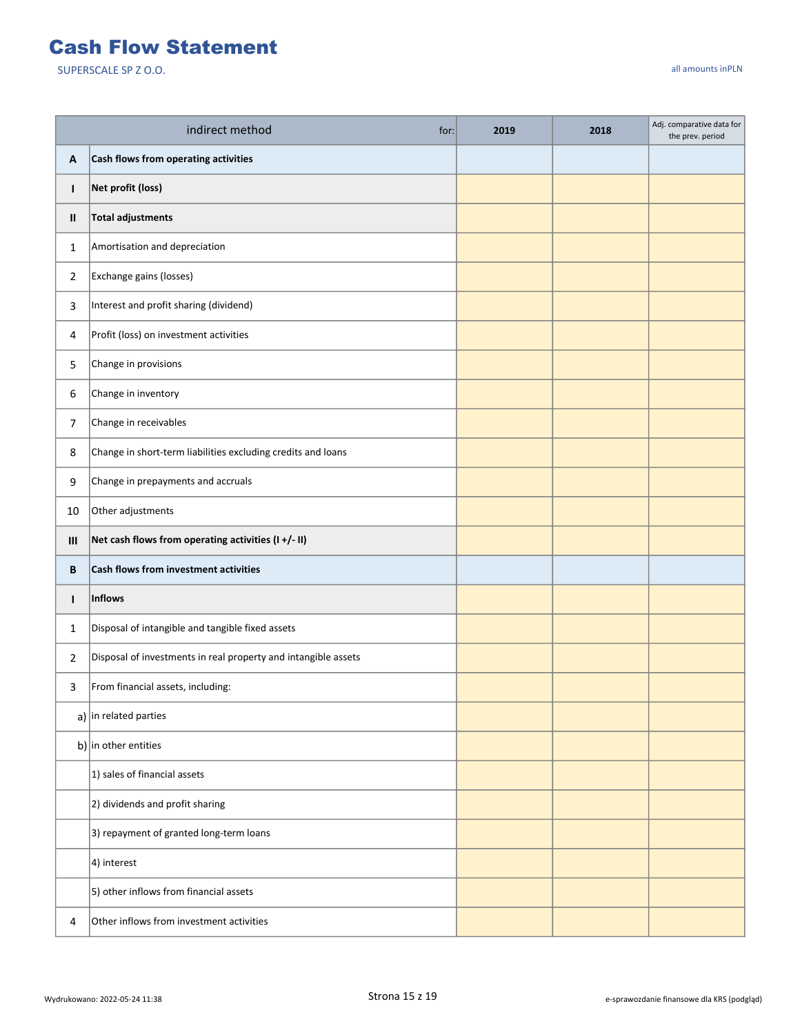# Cash Flow Statement

SUPERSCALE SP Z O.O.

all amounts inPLN

| | indirect method for: | 2019 | 2018 | Adj. comparative data for the prev. period |
|---|---|---|---|---|
| **A** | **Cash flows from operating activities** | | | |
| **I** | **Net profit (loss)** | | | |
| **II** | **Total adjustments** | | | |
| 1 | Amortisation and depreciation | | | |
| 2 | Exchange gains (losses) | | | |
| 3 | Interest and profit sharing (dividend) | | | |
| 4 | Profit (loss) on investment activities | | | |
| 5 | Change in provisions | | | |
| 6 | Change in inventory | | | |
| 7 | Change in receivables | | | |
| 8 | Change in short-term liabilities excluding credits and loans | | | |
| 9 | Change in prepayments and accruals | | | |
| 10 | Other adjustments | | | |
| **III** | **Net cash flows from operating activities (I +/- II)** | | | |
| **B** | **Cash flows from investment activities** | | | |
| **I** | **Inflows** | | | |
| 1 | Disposal of intangible and tangible fixed assets | | | |
| 2 | Disposal of investments in real property and intangible assets | | | |
| 3 | From financial assets, including: | | | |
| a) | in related parties | | | |
| b) | in other entities | | | |
| | 1) sales of financial assets | | | |
| | 2) dividends and profit sharing | | | |
| | 3) repayment of granted long-term loans | | | |
| | 4) interest | | | |
| | 5) other inflows from financial assets | | | |
| 4 | Other inflows from investment activities | | | |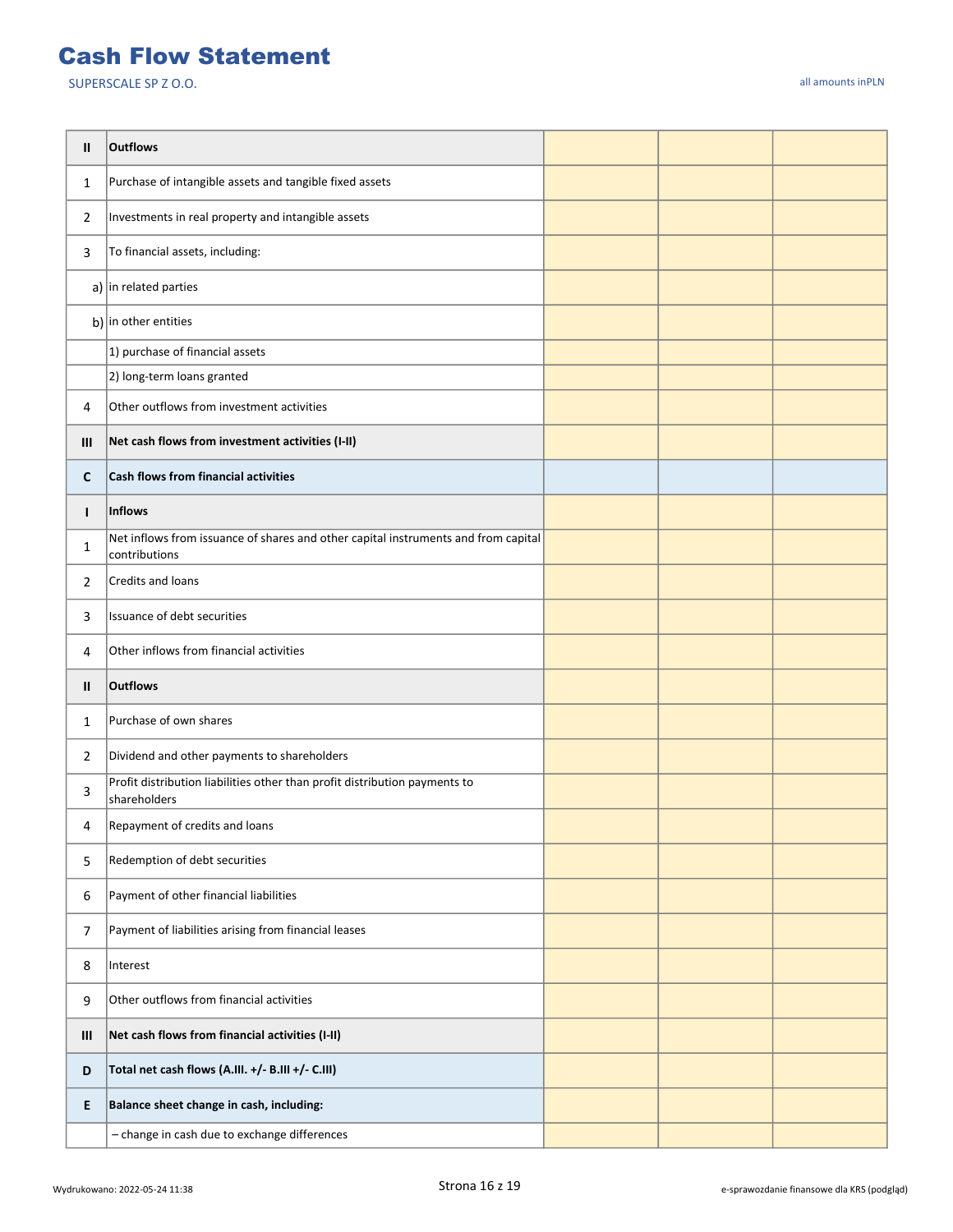# Cash Flow Statement

SUPERSCALE SP Z O.O.

all amounts inPLN

| | | | | |
|---|---|---|---|---|
| **II** | **Outflows** | | | |
| 1 | Purchase of intangible assets and tangible fixed assets | | | |
| 2 | Investments in real property and intangible assets | | | |
| 3 | To financial assets, including: | | | |
| a) | in related parties | | | |
| b) | in other entities | | | |
| | 1) purchase of financial assets | | | |
| | 2) long-term loans granted | | | |
| 4 | Other outflows from investment activities | | | |
| **III** | **Net cash flows from investment activities (I-II)** | | | |
| **C** | **Cash flows from financial activities** | | | |
| **I** | **Inflows** | | | |
| 1 | Net inflows from issuance of shares and other capital instruments and from capital contributions | | | |
| 2 | Credits and loans | | | |
| 3 | Issuance of debt securities | | | |
| 4 | Other inflows from financial activities | | | |
| **II** | **Outflows** | | | |
| 1 | Purchase of own shares | | | |
| 2 | Dividend and other payments to shareholders | | | |
| 3 | Profit distribution liabilities other than profit distribution payments to shareholders | | | |
| 4 | Repayment of credits and loans | | | |
| 5 | Redemption of debt securities | | | |
| 6 | Payment of other financial liabilities | | | |
| 7 | Payment of liabilities arising from financial leases | | | |
| 8 | Interest | | | |
| 9 | Other outflows from financial activities | | | |
| **III** | **Net cash flows from financial activities (I-II)** | | | |
| **D** | **Total net cash flows (A.III. +/- B.III +/- C.III)** | | | |
| **E** | **Balance sheet change in cash, including:** | | | |
| | – change in cash due to exchange differences | | | |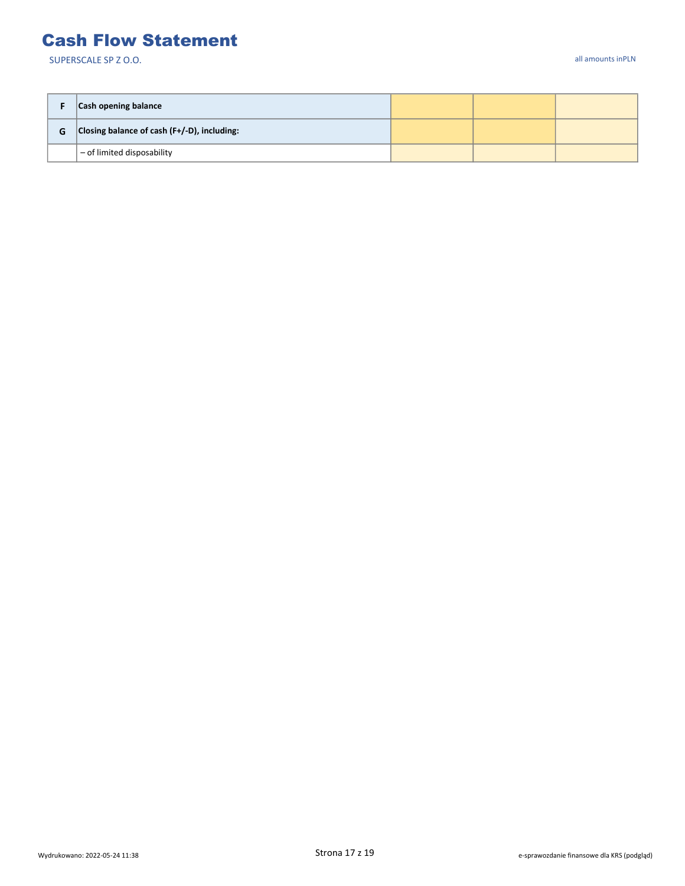# Cash Flow Statement

SUPERSCALE SP Z O.O.

all amounts inPLN

| | | | | |
|---|---|---|---|---|
| **F** | **Cash opening balance** | | | |
| **G** | **Closing balance of cash (F+/-D), including:** | | | |
| | – of limited disposability | | | |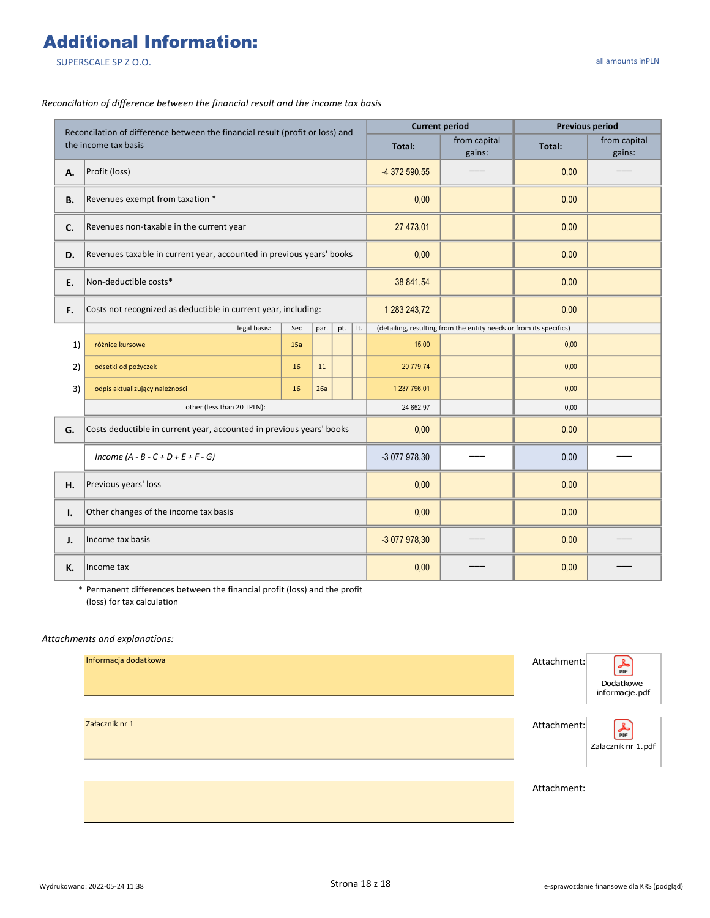# Additional Information:

SUPERSCALE SP Z O.O.

all amounts inPLN

*Reconciliation of difference between the financial result and the income tax basis*

| | Reconciliation of difference between the financial result (profit or loss) and the income tax basis | | | | | Current period | | Previous period | |
|---|---|---|---|---|---|---|---|---|---|
| | | | | | | Total: | from capital gains: | Total: | from capital gains: |
| A. | Profit (loss) | | | | | -4 372 590,55 | — | 0,00 | — |
| B. | Revenues exempt from taxation * | | | | | 0,00 | | 0,00 | |
| C. | Revenues non-taxable in the current year | | | | | 27 473,01 | | 0,00 | |
| D. | Revenues taxable in current year, accounted in previous years' books | | | | | 0,00 | | 0,00 | |
| E. | Non-deductible costs* | | | | | 38 841,54 | | 0,00 | |
| F. | Costs not recognized as deductible in current year, including: | | | | | 1 283 243,72 | | 0,00 | |
| | legal basis: | Sec | par. | pt. | lt. | (detailing, resulting from the entity needs or from its specifics) | | | |
| 1) | różnice kursowe | 15a | | | | 15,00 | | 0,00 | |
| 2) | odsetki od pożyczek | 16 | 11 | | | 20 779,74 | | 0,00 | |
| 3) | odpis aktualizujący należności | 16 | 26a | | | 1 237 796,01 | | 0,00 | |
| | other (less than 20 TPLN): | | | | | 24 652,97 | | 0,00 | |
| G. | Costs deductible in current year, accounted in previous years' books | | | | | 0,00 | | 0,00 | |
| | *Income (A - B - C + D + E + F - G)* | | | | | -3 077 978,30 | — | 0,00 | — |
| H. | Previous years' loss | | | | | 0,00 | | 0,00 | |
| I. | Other changes of the income tax basis | | | | | 0,00 | | 0,00 | |
| J. | Income tax basis | | | | | -3 077 978,30 | — | 0,00 | — |
| K. | Income tax | | | | | 0,00 | — | 0,00 | — |

\* Permanent differences between the financial profit (loss) and the profit (loss) for tax calculation

*Attachments and explanations:*

Informacja dodatkowa — Attachment: Dodatkowe informacje.pdf

Załacznik nr 1 — Attachment: Zalacznik nr 1.pdf

Attachment:

Wydrukowano: 2022-05-24 11:38

e-sprawozdanie finansowe dla KRS (podgląd)